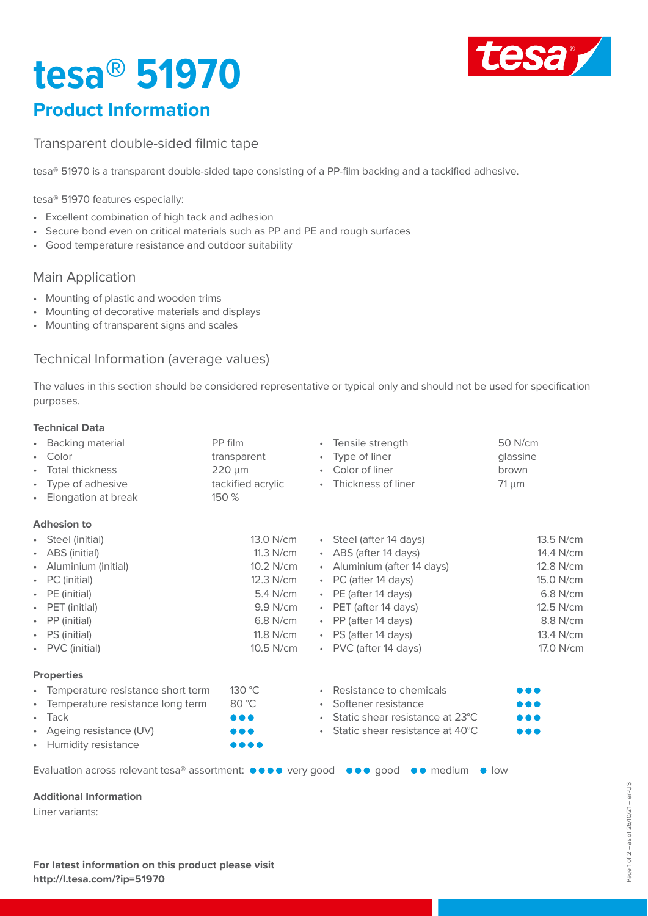# tesa® 51970

## Product Information

### Transparent double-sided filmic tape

tesa® 51970 is a transparent double-sided tape consisting of a PP-film backing and a tackified adhesive.

tesa® 51970 features especially:

- Excellent combination of high tack and adhesion
- Secure bond even on critical materials such as PP and PE and rough surfaces
- Good temperature resistance and outdoor suitability

### Main Application

- Mounting of plastic and wooden trims
- Mounting of decorative materials and displays
- Mounting of transparent signs and scales

### Technical Information (average values)

The values in this section should be considered representative or typical only and should not be used for specification purposes.

**Technical Data**

| | | | |
|---|---|---|---|
| Backing material | PP film | Tensile strength | 50 N/cm |
| Color | transparent | Type of liner | glassine |
| Total thickness | 220 µm | Color of liner | brown |
| Type of adhesive | tackified acrylic | Thickness of liner | 71 µm |
| Elongation at break | 150 % | | |

**Adhesion to**

| | | | |
|---|---|---|---|
| Steel (initial) | 13.0 N/cm | Steel (after 14 days) | 13.5 N/cm |
| ABS (initial) | 11.3 N/cm | ABS (after 14 days) | 14.4 N/cm |
| Aluminium (initial) | 10.2 N/cm | Aluminium (after 14 days) | 12.8 N/cm |
| PC (initial) | 12.3 N/cm | PC (after 14 days) | 15.0 N/cm |
| PE (initial) | 5.4 N/cm | PE (after 14 days) | 6.8 N/cm |
| PET (initial) | 9.9 N/cm | PET (after 14 days) | 12.5 N/cm |
| PP (initial) | 6.8 N/cm | PP (after 14 days) | 8.8 N/cm |
| PS (initial) | 11.8 N/cm | PS (after 14 days) | 13.4 N/cm |
| PVC (initial) | 10.5 N/cm | PVC (after 14 days) | 17.0 N/cm |

**Properties**

| | | | |
|---|---|---|---|
| Temperature resistance short term | 130 °C | Resistance to chemicals | ●●● |
| Temperature resistance long term | 80 °C | Softener resistance | ●●● |
| Tack | ●●● | Static shear resistance at 23°C | ●●● |
| Ageing resistance (UV) | ●●● | Static shear resistance at 40°C | ●●● |
| Humidity resistance | ●●●● | | |

Evaluation across relevant tesa® assortment: ●●●● very good ●●● good ●● medium ● low

**Additional Information**

Liner variants:

**For latest information on this product please visit http://l.tesa.com/?ip=51970**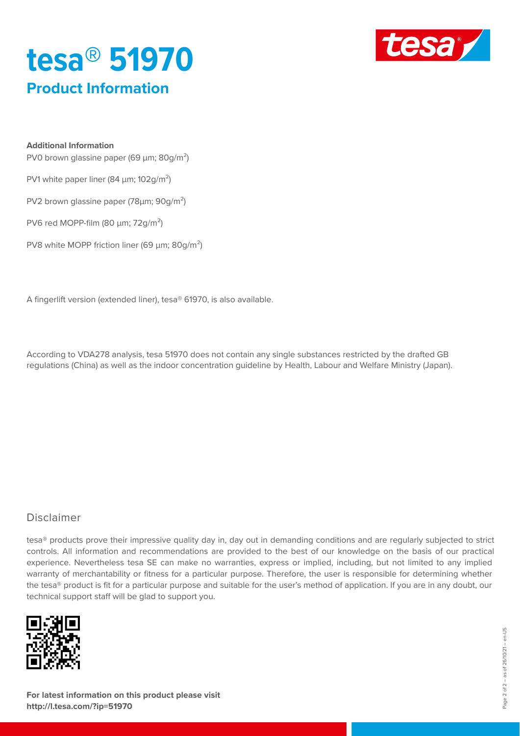# tesa® 51970

## Product Information

**Additional Information**

PV0 brown glassine paper (69 µm; 80g/m$^2$)

PV1 white paper liner (84 µm; 102g/m$^2$)

PV2 brown glassine paper (78µm; 90g/m$^2$)

PV6 red MOPP-film (80 µm; 72g/m$^2$)

PV8 white MOPP friction liner (69 µm; 80g/m$^2$)

A fingerlift version (extended liner), tesa® 61970, is also available.

According to VDA278 analysis, tesa 51970 does not contain any single substances restricted by the drafted GB regulations (China) as well as the indoor concentration guideline by Health, Labour and Welfare Ministry (Japan).

## Disclaimer

tesa® products prove their impressive quality day in, day out in demanding conditions and are regularly subjected to strict controls. All information and recommendations are provided to the best of our knowledge on the basis of our practical experience. Nevertheless tesa SE can make no warranties, express or implied, including, but not limited to any implied warranty of merchantability or fitness for a particular purpose. Therefore, the user is responsible for determining whether the tesa® product is fit for a particular purpose and suitable for the user's method of application. If you are in any doubt, our technical support staff will be glad to support you.

**For latest information on this product please visit**
**http://l.tesa.com/?ip=51970**